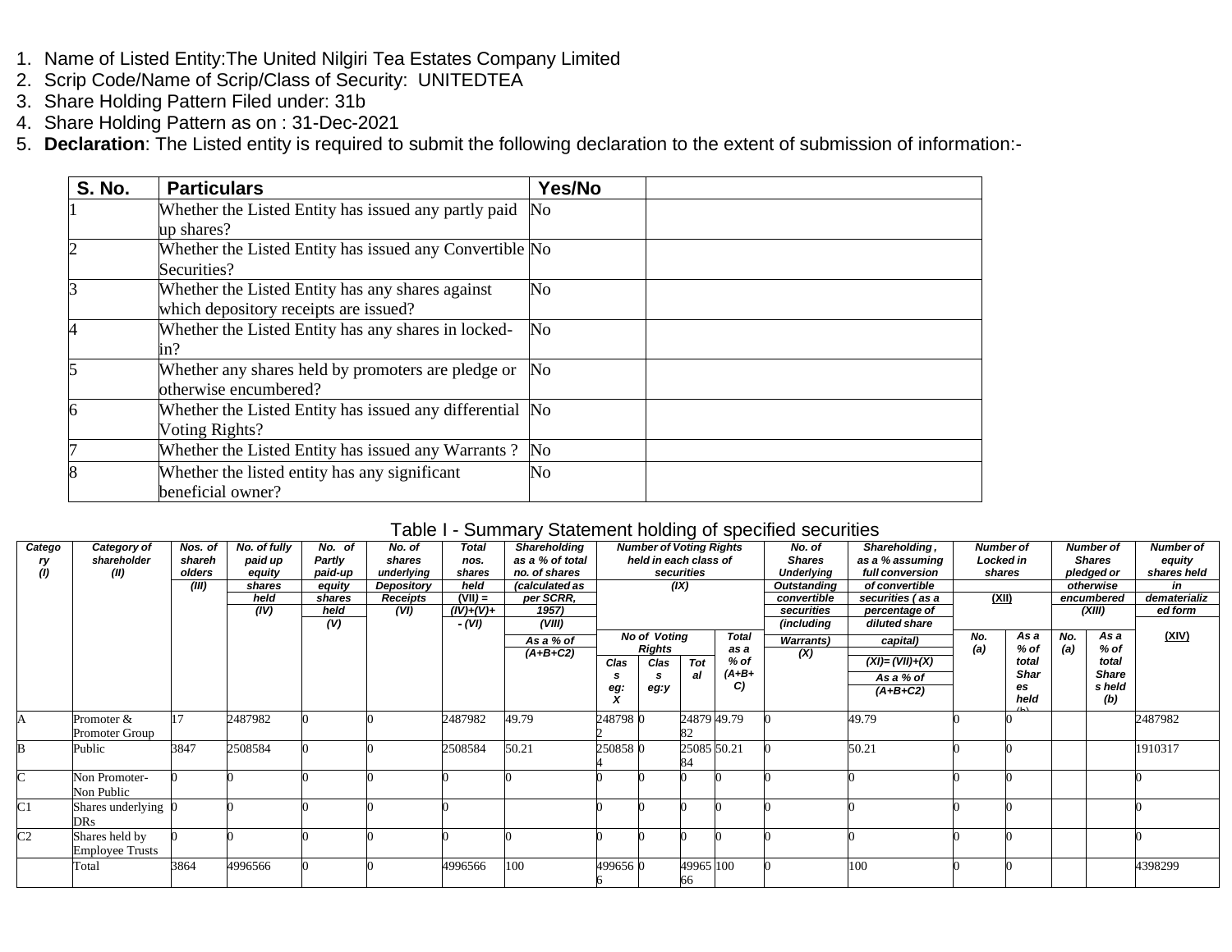1. Name of Listed Entity:The United Nilgiri Tea Estates Company Limited
2. Scrip Code/Name of Scrip/Class of Security: UNITEDTEA
3. Share Holding Pattern Filed under: 31b
4. Share Holding Pattern as on : 31-Dec-2021
5. **Declaration**: The Listed entity is required to submit the following declaration to the extent of submission of information:-

| S. No. | Particulars | Yes/No | |
|---|---|---|---|
| 1 | Whether the Listed Entity has issued any partly paid up shares? | No | |
| 2 | Whether the Listed Entity has issued any Convertible Securities? | No | |
| 3 | Whether the Listed Entity has any shares against which depository receipts are issued? | No | |
| 4 | Whether the Listed Entity has any shares in locked-in? | No | |
| 5 | Whether any shares held by promoters are pledge or otherwise encumbered? | No | |
| 6 | Whether the Listed Entity has issued any differential Voting Rights? | No | |
| 7 | Whether the Listed Entity has issued any Warrants ? | No | |
| 8 | Whether the listed entity has any significant beneficial owner? | No | |

## Table I - Summary Statement holding of specified securities

| Category (I) | Category of shareholder (II) | Nos. of shareholders (III) | No. of fully paid up equity shares held (IV) | No. of Partly paid-up equity shares held (V) | No. of shares underlying Depository Receipts (VI) | Total nos. shares held (VII) = (IV)+(V)+ (VI) | Shareholding as a % of total no. of shares (calculated as per SCRR, 1957) (VIII) As a % of (A+B+C2) | Number of Voting Rights held in each class of securities (IX) No of Voting Rights Class eg: X | Class eg:y | Total | Total as a % of (A+B+C) | No. of Shares Underlying Outstanding convertible securities (including Warrants) (X) | Shareholding , as a % assuming full conversion of convertible securities ( as a percentage of diluted share capital) (XI)= (VII)+(X) As a % of (A+B+C2) | Number of Locked in shares (XII) No. (a) | As a % of total Shares held (b) | Number of Shares pledged or otherwise encumbered (XIII) No. (a) | As a % of total Shares held (b) | Number of equity shares held in dematerialized form (XIV) |
|---|---|---|---|---|---|---|---|---|---|---|---|---|---|---|---|---|---|---|
| A | Promoter & Promoter Group | 17 | 2487982 | 0 | 0 | 2487982 | 49.79 | 2487982 | 0 | 2487982 | 49.79 | 0 | 49.79 | 0 | 0 | | | 2487982 |
| B | Public | 3847 | 2508584 | 0 | 0 | 2508584 | 50.21 | 2508584 | 0 | 2508584 | 50.21 | 0 | 50.21 | 0 | 0 | | | 1910317 |
| C | Non Promoter-Non Public | 0 | 0 | 0 | 0 | 0 | 0 | 0 | 0 | 0 | 0 | 0 | 0 | 0 | 0 | | | 0 |
| C1 | Shares underlying DRs | 0 | 0 | 0 | 0 | 0 | | 0 | 0 | 0 | 0 | 0 | 0 | 0 | 0 | | | 0 |
| C2 | Shares held by Employee Trusts | 0 | 0 | 0 | 0 | 0 | 0 | 0 | 0 | 0 | 0 | 0 | 0 | 0 | 0 | | | 0 |
| | Total | 3864 | 4996566 | 0 | 0 | 4996566 | 100 | 4996566 | 0 | 4996566 | 100 | 0 | 100 | 0 | 0 | | | 4398299 |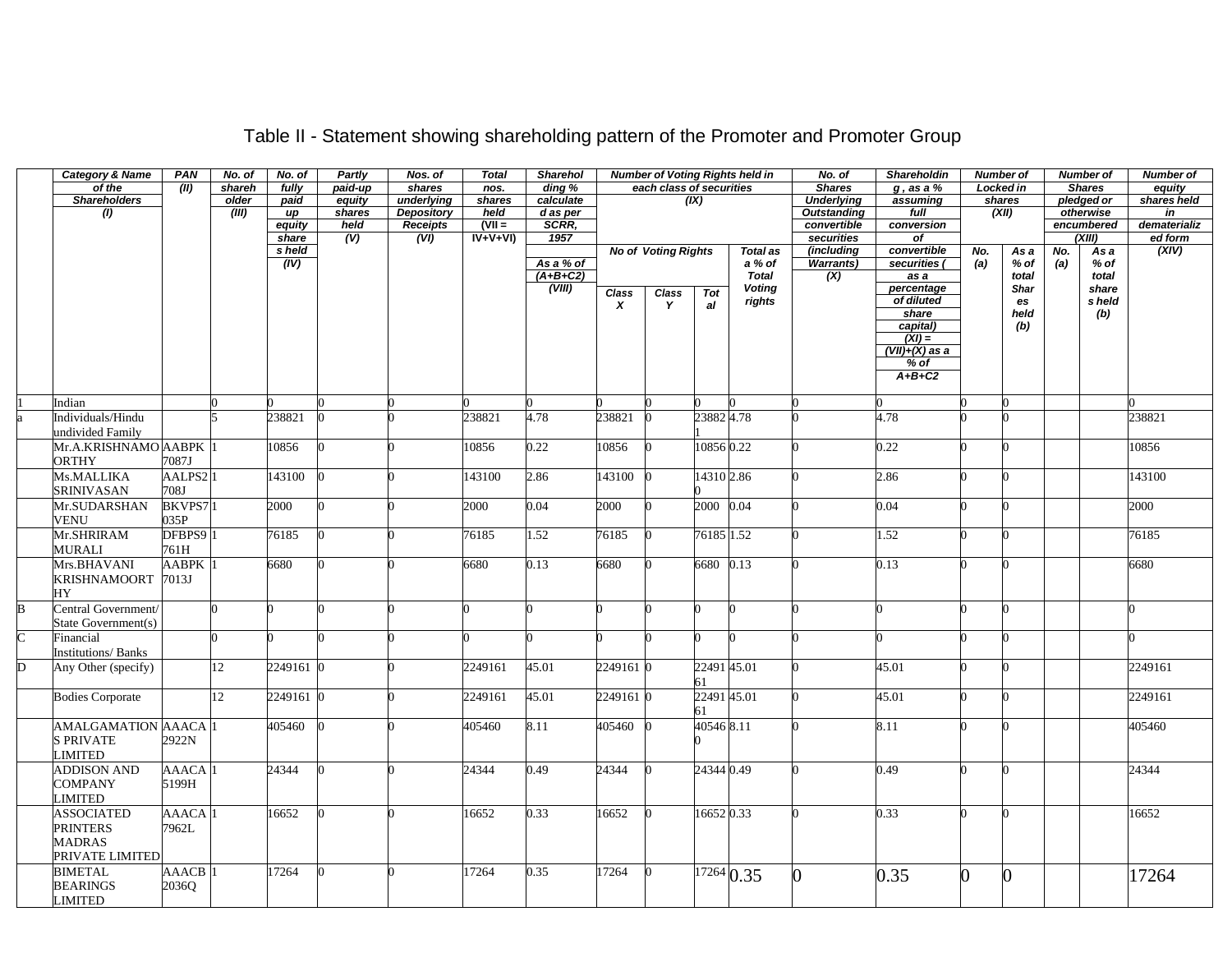# Table II - Statement showing shareholding pattern of the Promoter and Promoter Group

| | Category & Name of the Shareholders (I) | PAN (II) | No. of shareholder (III) | No. of fully paid up equity share s held (IV) | Partly paid-up equity shares held (V) | Nos. of shares underlying Depository Receipts (VI) | Total nos. shares held (VII = IV+V+VI) | Shareholding % calculated as per SCRR, 1957 As a % of (A+B+C2) (VIII) | Number of Voting Rights held in each class of securities (IX) | | | | No. of Shares Underlying Outstanding convertible securities (including Warrants) (X) | Shareholding , as a % assuming full conversion of convertible securities ( as a percentage of diluted share capital) (XI) = (VII)+(X) as a % of A+B+C2 | Number of Locked in shares (XII) | | Number of Shares pledged or otherwise encumbered (XIII) | | Number of equity shares held in dematerialized form (XIV) |
|---|---|---|---|---|---|---|---|---|---|---|---|---|---|---|---|---|---|---|---|
| | | | | | | | | | No of Voting Rights | | | Total as a % of Total Voting rights | | | No. (a) | As a % of total Shares held (b) | No. (a) | As a % of total shares held (b) | |
| | | | | | | | | | Class X | Class Y | Total | | | | | | | | |
| 1 | Indian | | 0 | 0 | 0 | 0 | 0 | 0 | 0 | 0 | 0 | 0 | 0 | 0 | 0 | 0 | | | 0 |
| a | Individuals/Hindu undivided Family | | 5 | 238821 | 0 | 0 | 238821 | 4.78 | 238821 | 0 | 238821 | 4.78 | 0 | 4.78 | 0 | 0 | | | 238821 |
| | Mr.A.KRISHNAMOORTHY | AABPK7087J | 1 | 10856 | 0 | 0 | 10856 | 0.22 | 10856 | 0 | 10856 | 0.22 | 0 | 0.22 | 0 | 0 | | | 10856 |
| | Ms.MALLIKA SRINIVASAN | AALPS2708J | 1 | 143100 | 0 | 0 | 143100 | 2.86 | 143100 | 0 | 143100 | 2.86 | 0 | 2.86 | 0 | 0 | | | 143100 |
| | Mr.SUDARSHAN VENU | BKVPS7035P | 1 | 2000 | 0 | 0 | 2000 | 0.04 | 2000 | 0 | 2000 | 0.04 | 0 | 0.04 | 0 | 0 | | | 2000 |
| | Mr.SHRIRAM MURALI | DFBPS9761H | 1 | 76185 | 0 | 0 | 76185 | 1.52 | 76185 | 0 | 76185 | 1.52 | 0 | 1.52 | 0 | 0 | | | 76185 |
| | Mrs.BHAVANI KRISHNAMOORTHY | AABPK7013J | 1 | 6680 | 0 | 0 | 6680 | 0.13 | 6680 | 0 | 6680 | 0.13 | 0 | 0.13 | 0 | 0 | | | 6680 |
| B | Central Government/ State Government(s) | | 0 | 0 | 0 | 0 | 0 | 0 | 0 | 0 | 0 | 0 | 0 | 0 | 0 | 0 | | | 0 |
| C | Financial Institutions/ Banks | | 0 | 0 | 0 | 0 | 0 | 0 | 0 | 0 | 0 | 0 | 0 | 0 | 0 | 0 | | | 0 |
| D | Any Other (specify) | | 12 | 2249161 | 0 | 0 | 2249161 | 45.01 | 2249161 | 0 | 2249161 | 45.01 | 0 | 45.01 | 0 | 0 | | | 2249161 |
| | Bodies Corporate | | 12 | 2249161 | 0 | 0 | 2249161 | 45.01 | 2249161 | 0 | 2249161 | 45.01 | 0 | 45.01 | 0 | 0 | | | 2249161 |
| | AMALGAMATIONS PRIVATE LIMITED | AAACA2922N | 1 | 405460 | 0 | 0 | 405460 | 8.11 | 405460 | 0 | 405460 | 8.11 | 0 | 8.11 | 0 | 0 | | | 405460 |
| | ADDISON AND COMPANY LIMITED | AAACA5199H | 1 | 24344 | 0 | 0 | 24344 | 0.49 | 24344 | 0 | 24344 | 0.49 | 0 | 0.49 | 0 | 0 | | | 24344 |
| | ASSOCIATED PRINTERS MADRAS PRIVATE LIMITED | AAACA7962L | 1 | 16652 | 0 | 0 | 16652 | 0.33 | 16652 | 0 | 16652 | 0.33 | 0 | 0.33 | 0 | 0 | | | 16652 |
| | BIMETAL BEARINGS LIMITED | AAACB2036Q | 1 | 17264 | 0 | 0 | 17264 | 0.35 | 17264 | 0 | 17264 | 0.35 | 0 | 0.35 | 0 | 0 | | | 17264 |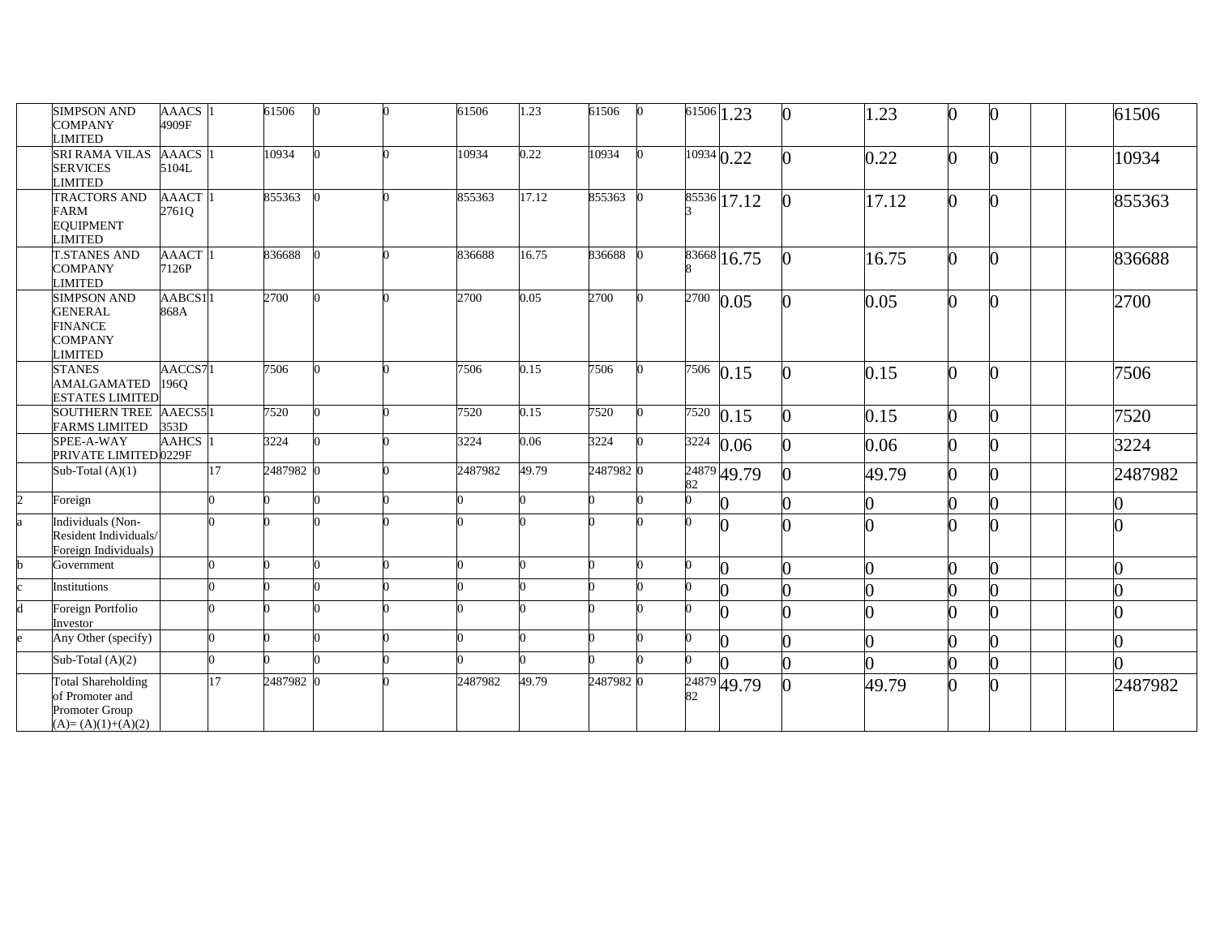| | | | | | | | | | | | | | | | | | | | |
|---|---|---|---|---|---|---|---|---|---|---|---|---|---|---|---|---|---|---|---|
| | SIMPSON AND COMPANY LIMITED | AAACS4909F | 1 | 61506 | 0 | 0 | 61506 | 1.23 | 61506 | 0 | 61506 | 1.23 | 0 | 1.23 | 0 | 0 | | | 61506 |
| | SRI RAMA VILAS SERVICES LIMITED | AAACS5104L | 1 | 10934 | 0 | 0 | 10934 | 0.22 | 10934 | 0 | 10934 | 0.22 | 0 | 0.22 | 0 | 0 | | | 10934 |
| | TRACTORS AND FARM EQUIPMENT LIMITED | AAACT2761Q | 1 | 855363 | 0 | 0 | 855363 | 17.12 | 855363 | 0 | 855363 | 17.12 | 0 | 17.12 | 0 | 0 | | | 855363 |
| | T.STANES AND COMPANY LIMITED | AAACT7126P | 1 | 836688 | 0 | 0 | 836688 | 16.75 | 836688 | 0 | 836688 | 16.75 | 0 | 16.75 | 0 | 0 | | | 836688 |
| | SIMPSON AND GENERAL FINANCE COMPANY LIMITED | AABCS1868A | 1 | 2700 | 0 | 0 | 2700 | 0.05 | 2700 | 0 | 2700 | 0.05 | 0 | 0.05 | 0 | 0 | | | 2700 |
| | STANES AMALGAMATED ESTATES LIMITED | AACCS7196Q | 1 | 7506 | 0 | 0 | 7506 | 0.15 | 7506 | 0 | 7506 | 0.15 | 0 | 0.15 | 0 | 0 | | | 7506 |
| | SOUTHERN TREE FARMS LIMITED | AAECS5353D | 1 | 7520 | 0 | 0 | 7520 | 0.15 | 7520 | 0 | 7520 | 0.15 | 0 | 0.15 | 0 | 0 | | | 7520 |
| | SPEE-A-WAY PRIVATE LIMITED | AAHCS0229F | 1 | 3224 | 0 | 0 | 3224 | 0.06 | 3224 | 0 | 3224 | 0.06 | 0 | 0.06 | 0 | 0 | | | 3224 |
| | Sub-Total (A)(1) | | 17 | 2487982 | 0 | 0 | 2487982 | 49.79 | 2487982 | 0 | 2487982 | 49.79 | 0 | 49.79 | 0 | 0 | | | 2487982 |
| 2 | Foreign | | 0 | 0 | 0 | 0 | 0 | 0 | 0 | 0 | 0 | 0 | 0 | 0 | 0 | 0 | | | 0 |
| a | Individuals (Non-Resident Individuals/ Foreign Individuals) | | 0 | 0 | 0 | 0 | 0 | 0 | 0 | 0 | 0 | 0 | 0 | 0 | 0 | 0 | | | 0 |
| b | Government | | 0 | 0 | 0 | 0 | 0 | 0 | 0 | 0 | 0 | 0 | 0 | 0 | 0 | 0 | | | 0 |
| c | Institutions | | 0 | 0 | 0 | 0 | 0 | 0 | 0 | 0 | 0 | 0 | 0 | 0 | 0 | 0 | | | 0 |
| d | Foreign Portfolio Investor | | 0 | 0 | 0 | 0 | 0 | 0 | 0 | 0 | 0 | 0 | 0 | 0 | 0 | 0 | | | 0 |
| e | Any Other (specify) | | 0 | 0 | 0 | 0 | 0 | 0 | 0 | 0 | 0 | 0 | 0 | 0 | 0 | 0 | | | 0 |
| | Sub-Total (A)(2) | | 0 | 0 | 0 | 0 | 0 | 0 | 0 | 0 | 0 | 0 | 0 | 0 | 0 | 0 | | | 0 |
| | Total Shareholding of Promoter and Promoter Group (A)= (A)(1)+(A)(2) | | 17 | 2487982 | 0 | 0 | 2487982 | 49.79 | 2487982 | 0 | 2487982 | 49.79 | 0 | 49.79 | 0 | 0 | | | 2487982 |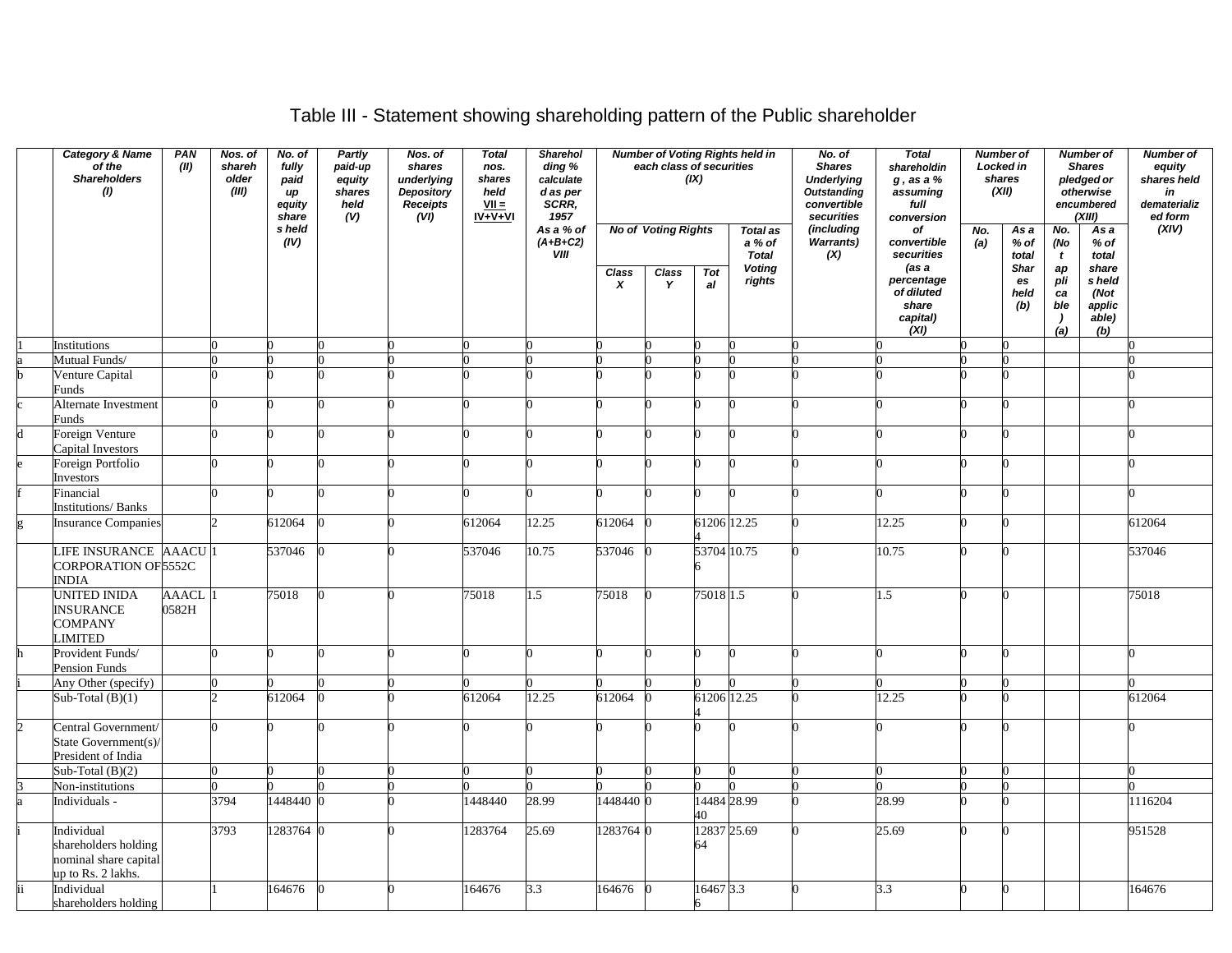# Table III - Statement showing shareholding pattern of the Public shareholder

| | Category & Name of the Shareholders (I) | PAN (II) | Nos. of shareholder (III) | No. of fully paid up equity shares held (IV) | Partly paid-up equity shares held (V) | Nos. of shares underlying Depository Receipts (VI) | Total nos. shares held VII = IV+V+VI | Shareholding % calculated as per SCRR, 1957 As a % of (A+B+C2) VIII | Number of Voting Rights held in each class of securities (IX) | | | | No. of Shares Underlying Outstanding convertible securities (including Warrants) (X) | Total shareholding , as a % assuming full conversion of convertible securities (as a percentage of diluted share capital) (XI) | Number of Locked in shares (XII) | | Number of Shares pledged or otherwise encumbered (XIII) | | Number of equity shares held in dematerialized form (XIV) |
|---|---|---|---|---|---|---|---|---|---|---|---|---|---|---|---|---|---|---|---|
| | | | | | | | | | No of Voting Rights | | | Total as a % of Total Voting rights | | | No. (a) | As a % of total Shares held (b) | No. (Not applicable) (a) | As a % of total shares held (Not applicable) (b) | |
| | | | | | | | | | Class X | Class Y | Total | | | | | | | | |
| 1 | Institutions | | 0 | 0 | 0 | 0 | 0 | 0 | 0 | 0 | 0 | 0 | 0 | 0 | 0 | 0 | | | 0 |
| a | Mutual Funds/ | | 0 | 0 | 0 | 0 | 0 | 0 | 0 | 0 | 0 | 0 | 0 | 0 | 0 | 0 | | | 0 |
| b | Venture Capital Funds | | 0 | 0 | 0 | 0 | 0 | 0 | 0 | 0 | 0 | 0 | 0 | 0 | 0 | 0 | | | 0 |
| c | Alternate Investment Funds | | 0 | 0 | 0 | 0 | 0 | 0 | 0 | 0 | 0 | 0 | 0 | 0 | 0 | 0 | | | 0 |
| d | Foreign Venture Capital Investors | | 0 | 0 | 0 | 0 | 0 | 0 | 0 | 0 | 0 | 0 | 0 | 0 | 0 | 0 | | | 0 |
| e | Foreign Portfolio Investors | | 0 | 0 | 0 | 0 | 0 | 0 | 0 | 0 | 0 | 0 | 0 | 0 | 0 | 0 | | | 0 |
| f | Financial Institutions/ Banks | | 0 | 0 | 0 | 0 | 0 | 0 | 0 | 0 | 0 | 0 | 0 | 0 | 0 | 0 | | | 0 |
| g | Insurance Companies | | 2 | 612064 | 0 | 0 | 612064 | 12.25 | 612064 | 0 | 612064 | 12.25 | 0 | 12.25 | 0 | 0 | | | 612064 |
| | LIFE INSURANCE CORPORATION OF INDIA | AAACU5552C | 1 | 537046 | 0 | 0 | 537046 | 10.75 | 537046 | 0 | 537046 | 10.75 | 0 | 10.75 | 0 | 0 | | | 537046 |
| | UNITED INIDA INSURANCE COMPANY LIMITED | AAACL0582H | 1 | 75018 | 0 | 0 | 75018 | 1.5 | 75018 | 0 | 75018 | 1.5 | 0 | 1.5 | 0 | 0 | | | 75018 |
| h | Provident Funds/ Pension Funds | | 0 | 0 | 0 | 0 | 0 | 0 | 0 | 0 | 0 | 0 | 0 | 0 | 0 | 0 | | | 0 |
| i | Any Other (specify) | | 0 | 0 | 0 | 0 | 0 | 0 | 0 | 0 | 0 | 0 | 0 | 0 | 0 | 0 | | | 0 |
| | Sub-Total (B)(1) | | 2 | 612064 | 0 | 0 | 612064 | 12.25 | 612064 | 0 | 612064 | 12.25 | 0 | 12.25 | 0 | 0 | | | 612064 |
| 2 | Central Government/ State Government(s)/ President of India | | 0 | 0 | 0 | 0 | 0 | 0 | 0 | 0 | 0 | 0 | 0 | 0 | 0 | 0 | | | 0 |
| | Sub-Total (B)(2) | | 0 | 0 | 0 | 0 | 0 | 0 | 0 | 0 | 0 | 0 | 0 | 0 | 0 | 0 | | | 0 |
| 3 | Non-institutions | | 0 | 0 | 0 | 0 | 0 | 0 | 0 | 0 | 0 | 0 | 0 | 0 | 0 | 0 | | | 0 |
| a | Individuals - | | 3794 | 1448440 | 0 | 0 | 1448440 | 28.99 | 1448440 | 0 | 1448440 | 28.99 | 0 | 28.99 | 0 | 0 | | | 1116204 |
| i | Individual shareholders holding nominal share capital up to Rs. 2 lakhs. | | 3793 | 1283764 | 0 | 0 | 1283764 | 25.69 | 1283764 | 0 | 1283764 | 25.69 | 0 | 25.69 | 0 | 0 | | | 951528 |
| ii | Individual shareholders holding | | 1 | 164676 | 0 | 0 | 164676 | 3.3 | 164676 | 0 | 164676 | 3.3 | 0 | 3.3 | 0 | 0 | | | 164676 |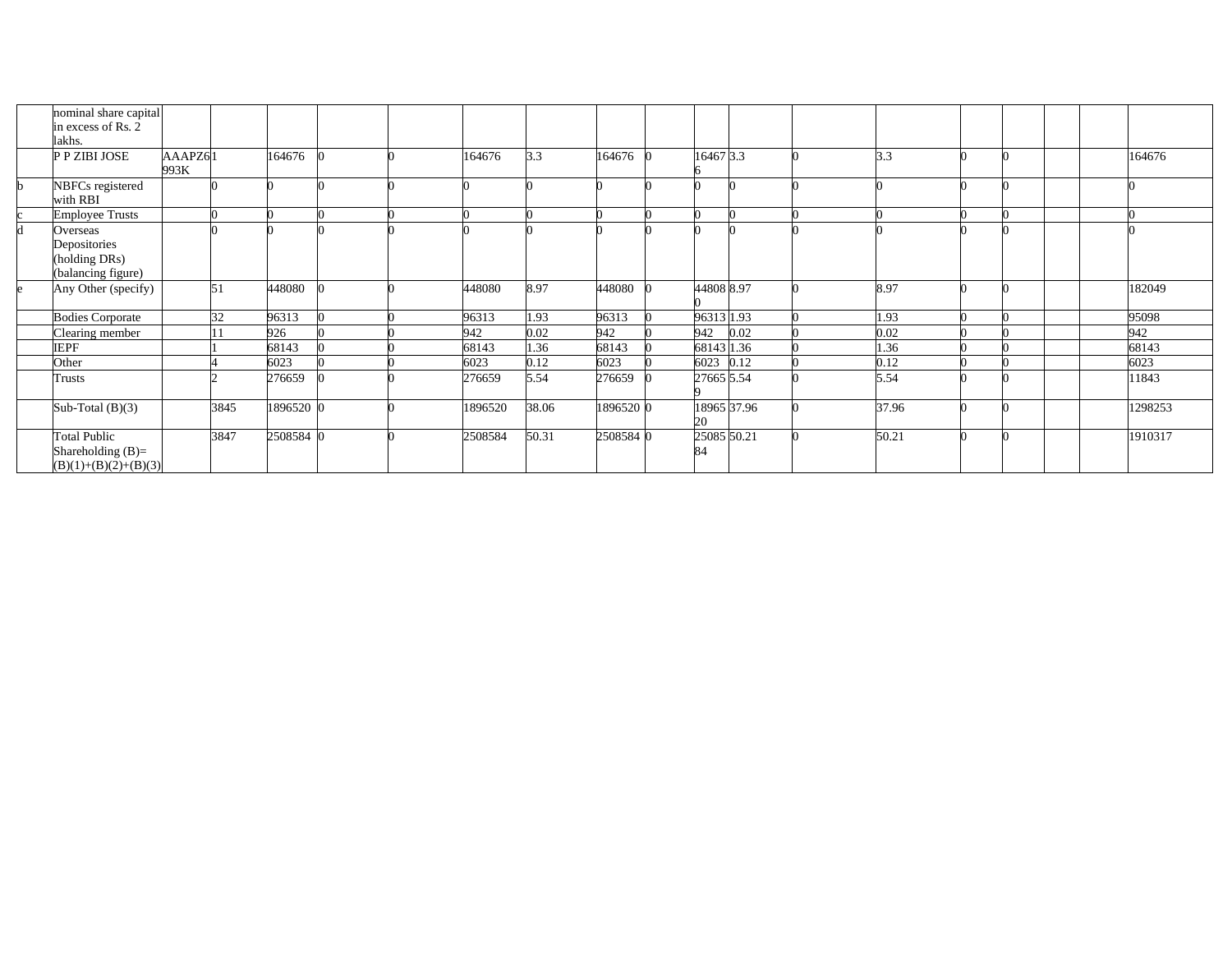| | | | | | | | | | | | | | | | | | | | |
|---|---|---|---|---|---|---|---|---|---|---|---|---|---|---|---|---|---|---|---|
| | nominal share capital in excess of Rs. 2 lakhs. | | | | | | | | | | | | | | | | | | |
| | P P ZIBI JOSE | AAAPZ6993K | 1 | 164676 | 0 | 0 | 164676 | 3.3 | 164676 | 0 | 164676 | 3.3 | 0 | 3.3 | 0 | 0 | | | 164676 |
| b | NBFCs registered with RBI | | 0 | 0 | 0 | 0 | 0 | 0 | 0 | 0 | 0 | 0 | 0 | 0 | 0 | 0 | | | 0 |
| c | Employee Trusts | | 0 | 0 | 0 | 0 | 0 | 0 | 0 | 0 | 0 | 0 | 0 | 0 | 0 | 0 | | | 0 |
| d | Overseas Depositories (holding DRs) (balancing figure) | | 0 | 0 | 0 | 0 | 0 | 0 | 0 | 0 | 0 | 0 | 0 | 0 | 0 | 0 | | | 0 |
| e | Any Other (specify) | | 51 | 448080 | 0 | 0 | 448080 | 8.97 | 448080 | 0 | 448080 | 8.97 | 0 | 8.97 | 0 | 0 | | | 182049 |
| | Bodies Corporate | | 32 | 96313 | 0 | 0 | 96313 | 1.93 | 96313 | 0 | 96313 | 1.93 | 0 | 1.93 | 0 | 0 | | | 95098 |
| | Clearing member | | 11 | 926 | 0 | 0 | 942 | 0.02 | 942 | 0 | 942 | 0.02 | 0 | 0.02 | 0 | 0 | | | 942 |
| | IEPF | | 1 | 68143 | 0 | 0 | 68143 | 1.36 | 68143 | 0 | 68143 | 1.36 | 0 | 1.36 | 0 | 0 | | | 68143 |
| | Other | | 4 | 6023 | 0 | 0 | 6023 | 0.12 | 6023 | 0 | 6023 | 0.12 | 0 | 0.12 | 0 | 0 | | | 6023 |
| | Trusts | | 2 | 276659 | 0 | 0 | 276659 | 5.54 | 276659 | 0 | 276659 | 5.54 | 0 | 5.54 | 0 | 0 | | | 11843 |
| | Sub-Total (B)(3) | | 3845 | 1896520 | 0 | 0 | 1896520 | 38.06 | 1896520 | 0 | 1896520 | 37.96 | 0 | 37.96 | 0 | 0 | | | 1298253 |
| | Total Public Shareholding (B)= (B)(1)+(B)(2)+(B)(3) | | 3847 | 2508584 | 0 | 0 | 2508584 | 50.31 | 2508584 | 0 | 2508584 | 50.21 | 0 | 50.21 | 0 | 0 | | | 1910317 |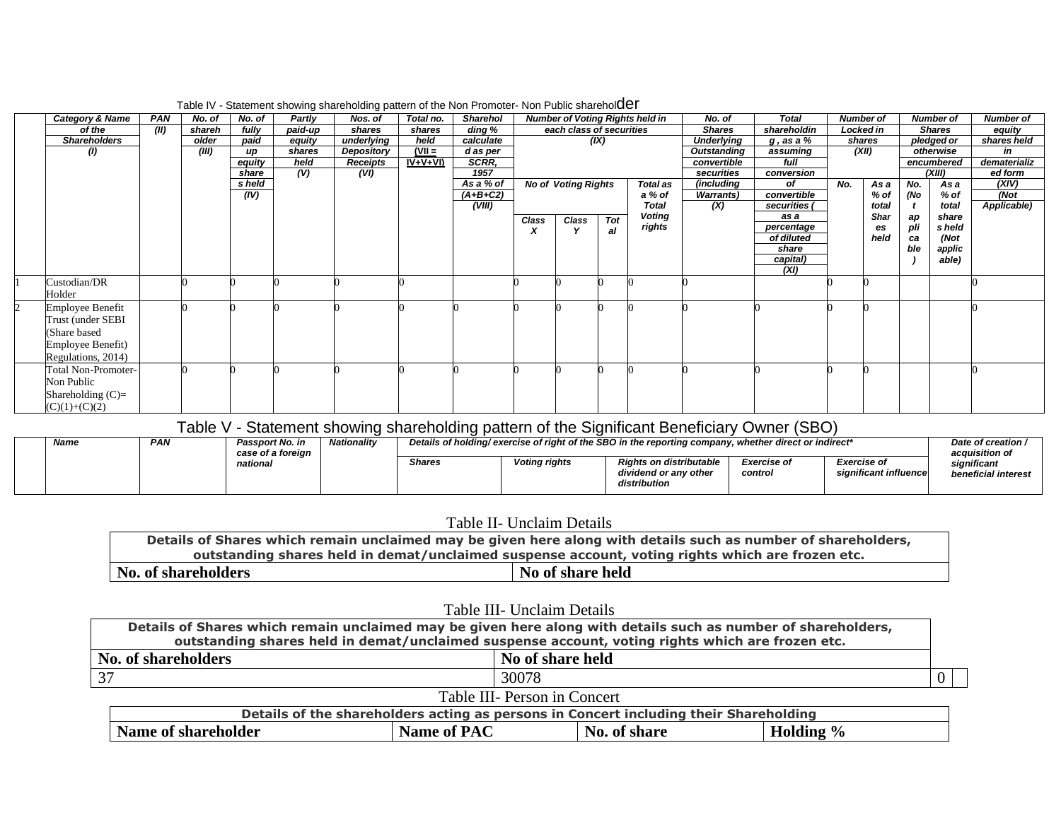Table IV - Statement showing shareholding pattern of the Non Promoter- Non Public shareholder

| | Category & Name of the Shareholders (I) | PAN (II) | No. of shareholder (III) | No. of fully paid up equity shares held (IV) | Partly paid-up equity shares held (V) | Nos. of shares underlying Depository Receipts (VI) | Total no. shares held (VII = IV+V+VI) | Shareholding % calculated as per SCRR, 1957 As a % of (A+B+C2) (VIII) | Number of Voting Rights held in each class of securities (IX) | | | | No. of Shares Underlying Outstanding convertible securities (including Warrants) (X) | Total shareholding , as a % assuming full conversion of convertible securities ( as a percentage of diluted share capital) (XI) | Number of Locked in shares (XII) | | Number of Shares pledged or otherwise encumbered (XIII) | | Number of equity shares held in dematerialized form (XIV) (Not Applicable) |
|---|---|---|---|---|---|---|---|---|---|---|---|---|---|---|---|---|---|---|---|
| | | | | | | | | | No of Voting Rights | | | Total as a % of Total Voting rights | | | No. | As a % of total Shares held | No. (Not applicable) | As a % of total share s held (Not applicable) | |
| | | | | | | | | | Class X | Class Y | Total | | | | | | | | |
| 1 | Custodian/DR Holder | | 0 | 0 | 0 | 0 | 0 | | 0 | 0 | 0 | 0 | 0 | | 0 | 0 | | | 0 |
| 2 | Employee Benefit Trust (under SEBI (Share based Employee Benefit) Regulations, 2014) | | 0 | 0 | 0 | 0 | 0 | 0 | 0 | 0 | 0 | 0 | 0 | 0 | 0 | 0 | | | 0 |
| | Total Non-Promoter- Non Public Shareholding (C)= (C)(1)+(C)(2) | | 0 | 0 | 0 | 0 | 0 | 0 | 0 | 0 | 0 | 0 | 0 | 0 | 0 | 0 | | | 0 |

## Table V - Statement showing shareholding pattern of the Significant Beneficiary Owner (SBO)

| | Name | PAN | Passport No. in case of a foreign national | Nationality | Details of holding/ exercise of right of the SBO in the reporting company, whether direct or indirect* | | | | | Date of creation / acquisition of significant beneficial interest |
|---|---|---|---|---|---|---|---|---|---|---|
| | | | | | Shares | Voting rights | Rights on distributable dividend or any other distribution | Exercise of control | Exercise of significant influence | |

Table II- Unclaim Details

| Details of Shares which remain unclaimed may be given here along with details such as number of shareholders, outstanding shares held in demat/unclaimed suspense account, voting rights which are frozen etc. | |
|---|---|
| **No. of shareholders** | **No of share held** |

Table III- Unclaim Details

| Details of Shares which remain unclaimed may be given here along with details such as number of shareholders, outstanding shares held in demat/unclaimed suspense account, voting rights which are frozen etc. | | | |
|---|---|---|---|
| **No. of shareholders** | **No of share held** | | |
| 37 | 30078 | 0 | |

Table III- Person in Concert

| Details of the shareholders acting as persons in Concert including their Shareholding | | | |
|---|---|---|---|
| **Name of shareholder** | **Name of PAC** | **No. of share** | **Holding %** |